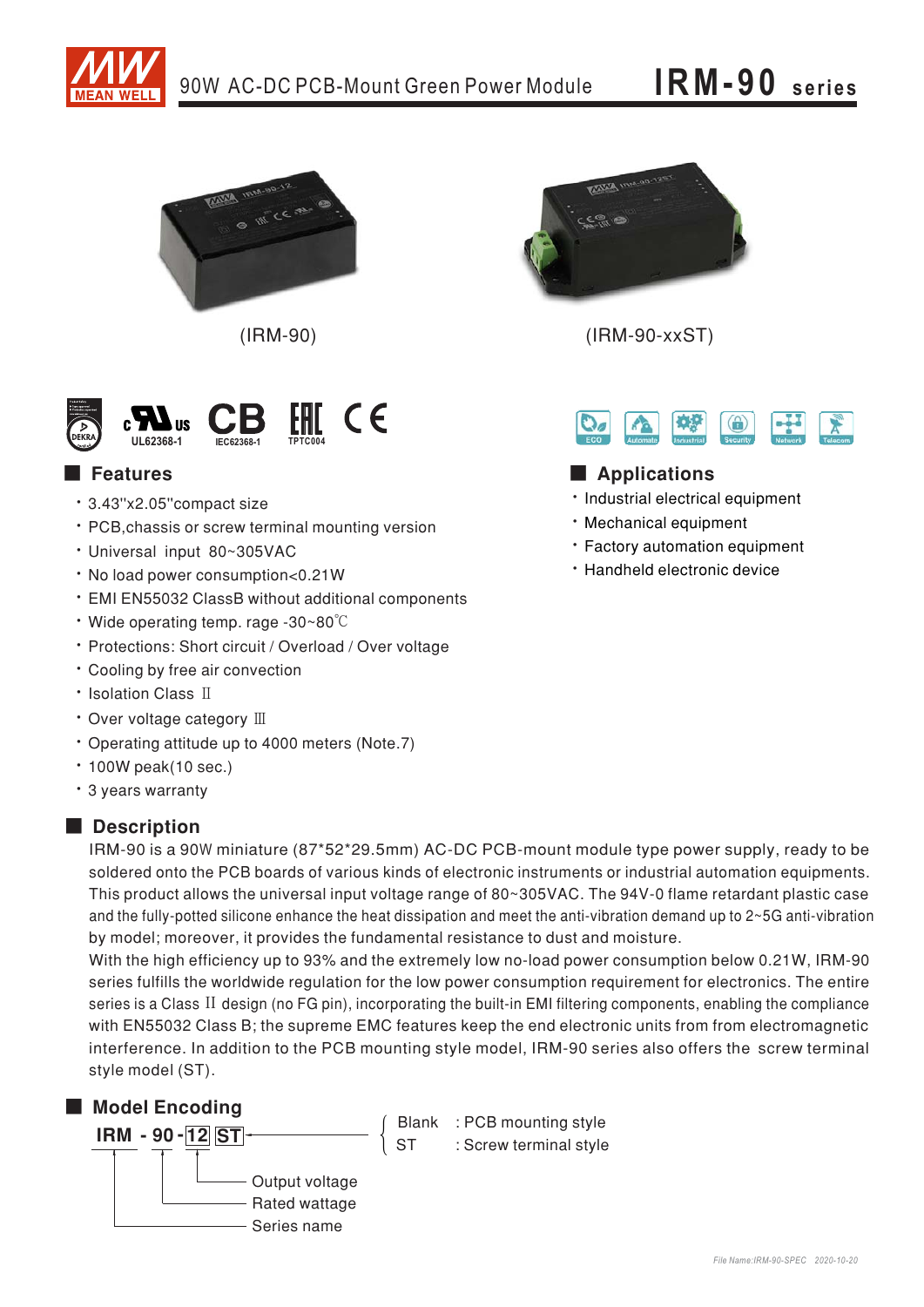# 90W AC-DC PCB-Mount Green Power Module

# IRM-90 series

(IRM-90)

(IRM-90-xxST)

UL62368-1 IEC62368-1 TPTC004

## Features

- 3.43"x2.05"compact size
- PCB,chassis or screw terminal mounting version
- Universal input 80~305VAC
- No load power consumption<0.21W
- EMI EN55032 ClassB without additional components
- Wide operating temp. rage -30~80℃
- Protections: Short circuit / Overload / Over voltage
- Cooling by free air convection
- Isolation Class Ⅱ
- Over voltage category Ⅲ
- Operating attitude up to 4000 meters (Note.7)
- 100W peak(10 sec.)
- 3 years warranty

## Applications

- Industrial electrical equipment
- Mechanical equipment
- Factory automation equipment
- Handheld electronic device

## Description

IRM-90 is a 90W miniature (87*52*29.5mm) AC-DC PCB-mount module type power supply, ready to be soldered onto the PCB boards of various kinds of electronic instruments or industrial automation equipments. This product allows the universal input voltage range of 80~305VAC. The 94V-0 flame retardant plastic case and the fully-potted silicone enhance the heat dissipation and meet the anti-vibration demand up to 2~5G anti-vibration by model; moreover, it provides the fundamental resistance to dust and moisture.
With the high efficiency up to 93% and the extremely low no-load power consumption below 0.21W, IRM-90 series fulfills the worldwide regulation for the low power consumption requirement for electronics. The entire series is a Class Ⅱ design (no FG pin), incorporating the built-in EMI filtering components, enabling the compliance with EN55032 Class B; the supreme EMC features keep the end electronic units from from electromagnetic interference. In addition to the PCB mounting style model, IRM-90 series also offers the screw terminal style model (ST).

## Model Encoding

**IRM - 90 - 12 ST**

- IRM: Series name
- 90: Rated wattage
- 12: Output voltage
- Blank : PCB mounting style
- ST : Screw terminal style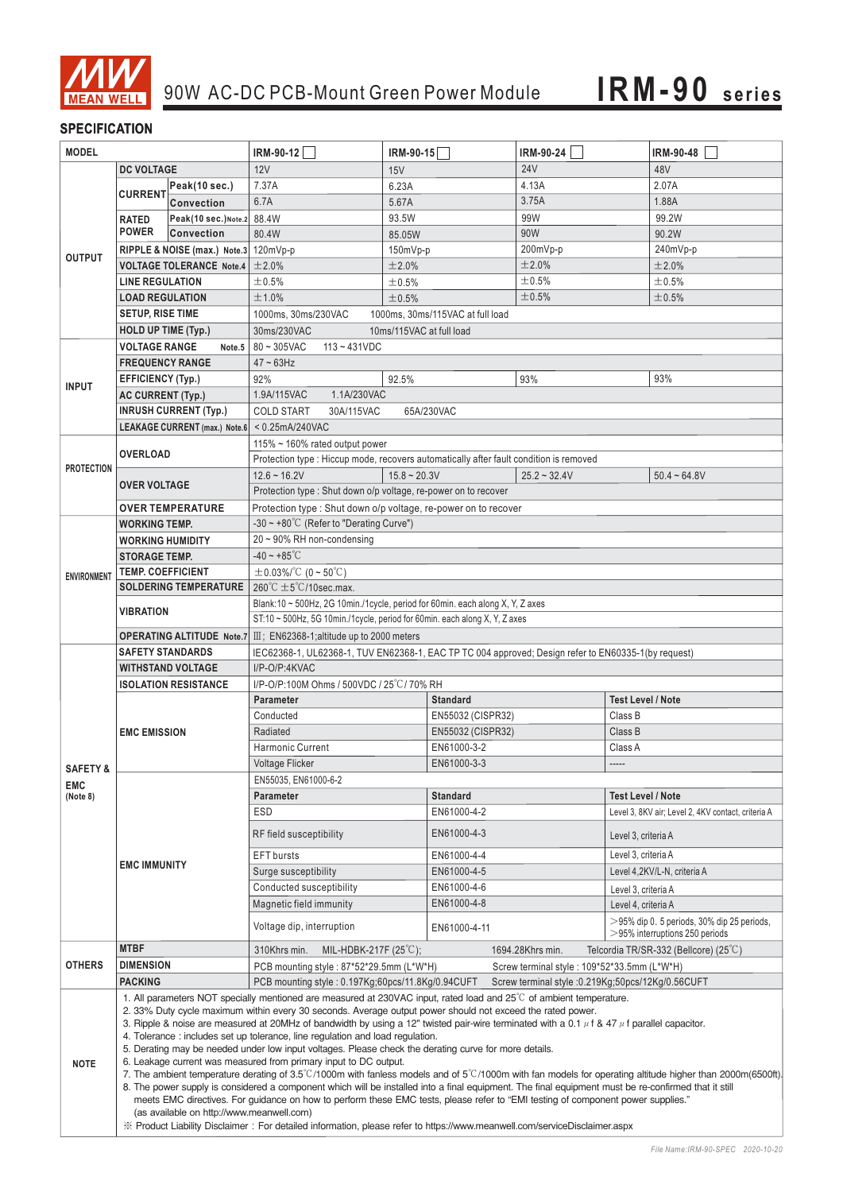# 90W AC-DC PCB-Mount Green Power Module — IRM-90 series

## SPECIFICATION

| MODEL | | | IRM-90-12 ☐ | IRM-90-15 ☐ | IRM-90-24 ☐ | IRM-90-48 ☐ |
|---|---|---|---|---|---|---|
| OUTPUT | DC VOLTAGE | | 12V | 15V | 24V | 48V |
| | CURRENT | Peak(10 sec.) | 7.37A | 6.23A | 4.13A | 2.07A |
| | | Convection | 6.7A | 5.67A | 3.75A | 1.88A |
| | RATED POWER | Peak(10 sec.) Note.2 | 88.4W | 93.5W | 99W | 99.2W |
| | | Convection | 80.4W | 85.05W | 90W | 90.2W |
| | RIPPLE & NOISE (max.) Note.3 | | 120mVp-p | 150mVp-p | 200mVp-p | 240mVp-p |
| | VOLTAGE TOLERANCE Note.4 | | ±2.0% | ±2.0% | ±2.0% | ±2.0% |
| | LINE REGULATION | | ±0.5% | ±0.5% | ±0.5% | ±0.5% |
| | LOAD REGULATION | | ±1.0% | ±0.5% | ±0.5% | ±0.5% |
| | SETUP, RISE TIME | | 1000ms, 30ms/230VAC 1000ms, 30ms/115VAC at full load | | | |
| | HOLD UP TIME (Typ.) | | 30ms/230VAC 10ms/115VAC at full load | | | |
| INPUT | VOLTAGE RANGE Note.5 | | 80 ~ 305VAC 113 ~ 431VDC | | | |
| | FREQUENCY RANGE | | 47 ~ 63Hz | | | |
| | EFFICIENCY (Typ.) | | 92% | 92.5% | 93% | 93% |
| | AC CURRENT (Typ.) | | 1.9A/115VAC 1.1A/230VAC | | | |
| | INRUSH CURRENT (Typ.) | | COLD START 30A/115VAC 65A/230VAC | | | |
| | LEAKAGE CURRENT (max.) Note.6 | | < 0.25mA/240VAC | | | |
| PROTECTION | OVERLOAD | | 115% ~ 160% rated output power | | | |
| | | | Protection type : Hiccup mode, recovers automatically after fault condition is removed | | | |
| | OVER VOLTAGE | | 12.6 ~ 16.2V | 15.8 ~ 20.3V | 25.2 ~ 32.4V | 50.4 ~ 64.8V |
| | | | Protection type : Shut down o/p voltage, re-power on to recover | | | |
| | OVER TEMPERATURE | | Protection type : Shut down o/p voltage, re-power on to recover | | | |
| ENVIRONMENT | WORKING TEMP. | | -30 ~ +80℃ (Refer to "Derating Curve") | | | |
| | WORKING HUMIDITY | | 20 ~ 90% RH non-condensing | | | |
| | STORAGE TEMP. | | -40 ~ +85℃ | | | |
| | TEMP. COEFFICIENT | | ±0.03%/℃ (0 ~ 50℃) | | | |
| | SOLDERING TEMPERATURE | | 260℃ ±5℃/10sec.max. | | | |
| | VIBRATION | | Blank:10 ~ 500Hz, 2G 10min./1cycle, period for 60min. each along X, Y, Z axes | | | |
| | | | ST:10 ~ 500Hz, 5G 10min./1cycle, period for 60min. each along X, Y, Z axes | | | |
| | OPERATING ALTITUDE Note.7 | | Ⅲ; EN62368-1;altitude up to 2000 meters | | | |
| SAFETY & EMC (Note 8) | SAFETY STANDARDS | | IEC62368-1, UL62368-1, TUV EN62368-1, EAC TP TC 004 approved; Design refer to EN60335-1(by request) | | | |
| | WITHSTAND VOLTAGE | | I/P-O/P:4KVAC | | | |
| | ISOLATION RESISTANCE | | I/P-O/P:100M Ohms / 500VDC / 25℃/ 70% RH | | | |
| | EMC EMISSION | | **Parameter** | **Standard** | **Test Level / Note** | |
| | | | Conducted | EN55032 (CISPR32) | Class B | |
| | | | Radiated | EN55032 (CISPR32) | Class B | |
| | | | Harmonic Current | EN61000-3-2 | Class A | |
| | | | Voltage Flicker | EN61000-3-3 | ----- | |
| | EMC IMMUNITY | | EN55035, EN61000-6-2 | | | |
| | | | **Parameter** | **Standard** | **Test Level / Note** | |
| | | | ESD | EN61000-4-2 | Level 3, 8KV air; Level 2, 4KV contact, criteria A | |
| | | | RF field susceptibility | EN61000-4-3 | Level 3, criteria A | |
| | | | EFT bursts | EN61000-4-4 | Level 3, criteria A | |
| | | | Surge susceptibility | EN61000-4-5 | Level 4,2KV/L-N, criteria A | |
| | | | Conducted susceptibility | EN61000-4-6 | Level 3, criteria A | |
| | | | Magnetic field immunity | EN61000-4-8 | Level 4, criteria A | |
| | | | Voltage dip, interruption | EN61000-4-11 | >95% dip 0. 5 periods, 30% dip 25 periods, >95% interruptions 250 periods | |
| OTHERS | MTBF | | 310Khrs min. MIL-HDBK-217F (25℃); 1694.28Khrs min. Telcordia TR/SR-332 (Bellcore) (25℃) | | | |
| | DIMENSION | | PCB mounting style : 87*52*29.5mm (L*W*H) Screw terminal style : 109*52*33.5mm (L*W*H) | | | |
| | PACKING | | PCB mounting style : 0.197Kg;60pcs/11.8Kg/0.94CUFT Screw terminal style :0.219Kg;50pcs/12Kg/0.56CUFT | | | |

**NOTE**

1. All parameters NOT specially mentioned are measured at 230VAC input, rated load and 25℃ of ambient temperature.
2. 33% Duty cycle maximum within every 30 seconds. Average output power should not exceed the rated power.
3. Ripple & noise are measured at 20MHz of bandwidth by using a 12" twisted pair-wire terminated with a 0.1 $\mu$f & 47 $\mu$f parallel capacitor.
4. Tolerance : includes set up tolerance, line regulation and load regulation.
5. Derating may be needed under low input voltages. Please check the derating curve for more details.
6. Leakage current was measured from primary input to DC output.
7. The ambient temperature derating of 3.5℃/1000m with fanless models and of 5℃/1000m with fan models for operating altitude higher than 2000m(6500ft).
8. The power supply is considered a component which will be installed into a final equipment. The final equipment must be re-confirmed that it still meets EMC directives. For guidance on how to perform these EMC tests, please refer to "EMI testing of component power supplies." (as available on http://www.meanwell.com)

※ Product Liability Disclaimer : For detailed information, please refer to https://www.meanwell.com/serviceDisclaimer.aspx

File Name:IRM-90-SPEC 2020-10-20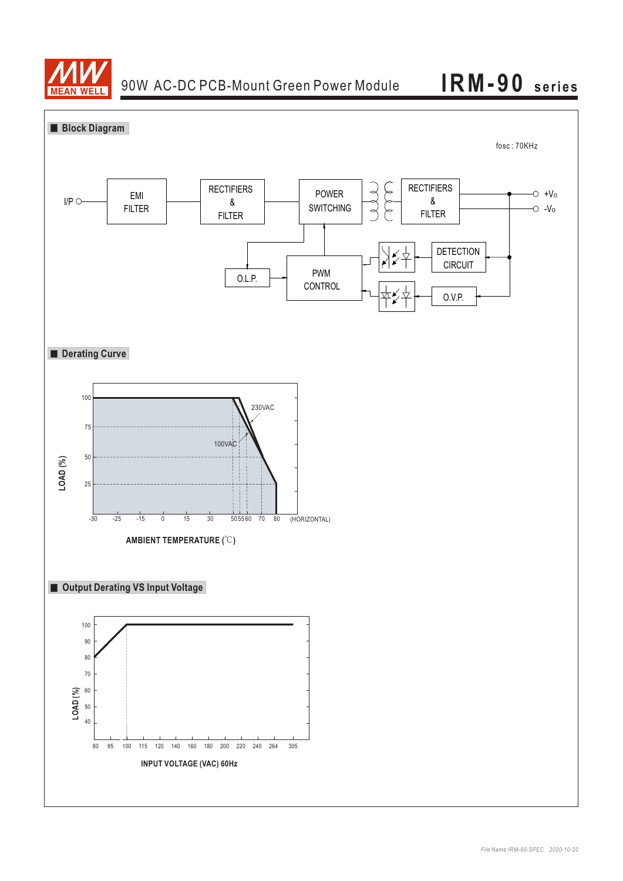## Block Diagram

fosc : 70KHz

I/P — EMI FILTER — RECTIFIERS & FILTER — POWER SWITCHING — RECTIFIERS & FILTER — +Vo / -Vo

O.L.P. — PWM CONTROL — DETECTION CIRCUIT — O.V.P.

## Derating Curve

LOAD (%)

100, 75, 50, 25

230VAC

100VAC

-30, -25, -15, 0, 15, 30, 50, 55, 60, 70, 80 (HORIZONTAL)

AMBIENT TEMPERATURE (℃)

## Output Derating VS Input Voltage

LOAD (%)

100, 90, 80, 70, 60, 50, 40

80, 95, 100, 115, 120, 140, 160, 180, 200, 220, 240, 264, 305

INPUT VOLTAGE (VAC) 60Hz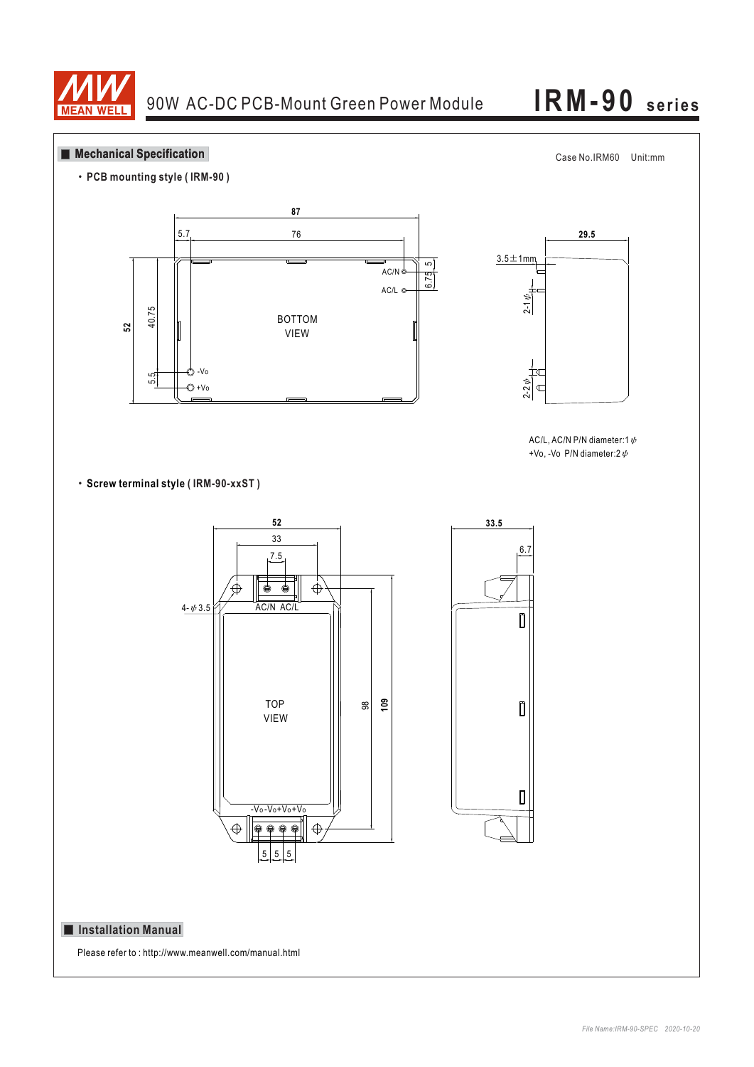## Mechanical Specification

Case No.IRM60 Unit:mm

- PCB mounting style ( IRM-90 )

87

5.7

76

AC/N

AC/L

5

6.75

52

40.75

BOTTOM VIEW

5.5

-Vo

+Vo

29.5

3.5±1mm

2-1φ

2-2φ

AC/L, AC/N P/N diameter:1φ
+Vo, -Vo P/N diameter:2φ

- Screw terminal style ( IRM-90-xxST )

52

33

7.5

4-φ3.5

AC/N AC/L

TOP VIEW

98

109

-Vo -Vo +Vo +Vo

5 5 5

33.5

6.7

## Installation Manual

Please refer to : http://www.meanwell.com/manual.html